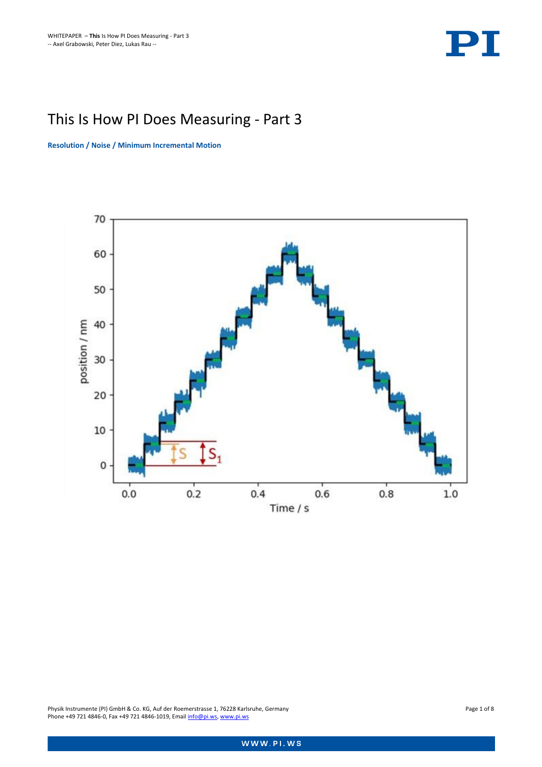# This Is How PI Does Measuring - Part 3

**Resolution / Noise / Minimum Incremental Motion**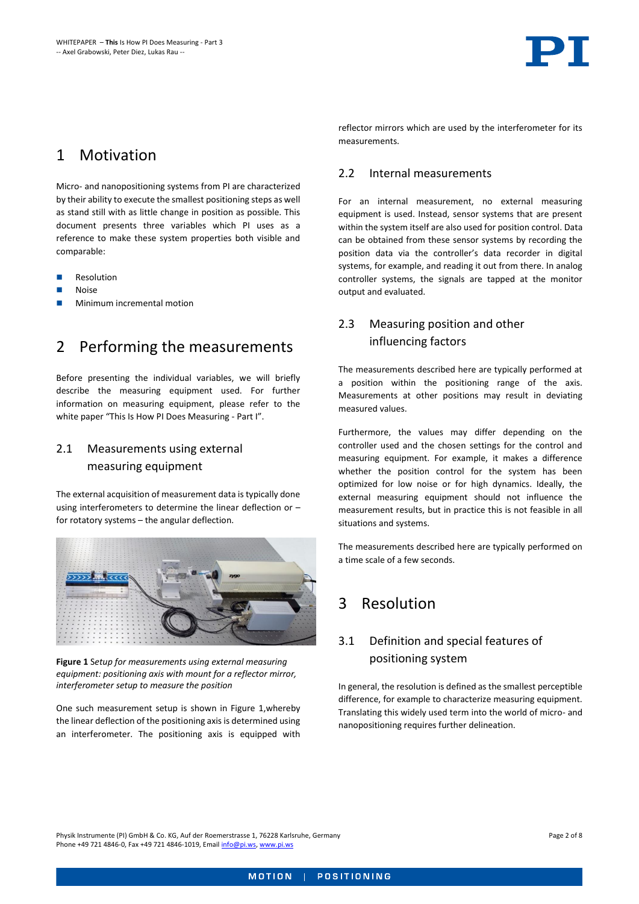# 1 Motivation

Micro- and nanopositioning systems from PI are characterized by their ability to execute the smallest positioning steps as well as stand still with as little change in position as possible. This document presents three variables which PI uses as a reference to make these system properties both visible and comparable:

- Resolution
- Noise
- Minimum incremental motion

# 2 Performing the measurements

Before presenting the individual variables, we will briefly describe the measuring equipment used. For further information on measuring equipment, please refer to the white paper "This Is How PI Does Measuring - Part I".

## 2.1 Measurements using external measuring equipment

The external acquisition of measurement data is typically done using interferometers to determine the linear deflection or – for rotatory systems – the angular deflection.

**Figure 1** *Setup for measurements using external measuring equipment: positioning axis with mount for a reflector mirror, interferometer setup to measure the position*

One such measurement setup is shown in Figure 1,whereby the linear deflection of the positioning axis is determined using an interferometer. The positioning axis is equipped with reflector mirrors which are used by the interferometer for its measurements.

## 2.2 Internal measurements

For an internal measurement, no external measuring equipment is used. Instead, sensor systems that are present within the system itself are also used for position control. Data can be obtained from these sensor systems by recording the position data via the controller's data recorder in digital systems, for example, and reading it out from there. In analog controller systems, the signals are tapped at the monitor output and evaluated.

## 2.3 Measuring position and other influencing factors

The measurements described here are typically performed at a position within the positioning range of the axis. Measurements at other positions may result in deviating measured values.

Furthermore, the values may differ depending on the controller used and the chosen settings for the control and measuring equipment. For example, it makes a difference whether the position control for the system has been optimized for low noise or for high dynamics. Ideally, the external measuring equipment should not influence the measurement results, but in practice this is not feasible in all situations and systems.

The measurements described here are typically performed on a time scale of a few seconds.

# 3 Resolution

## 3.1 Definition and special features of positioning system

In general, the resolution is defined as the smallest perceptible difference, for example to characterize measuring equipment. Translating this widely used term into the world of micro- and nanopositioning requires further delineation.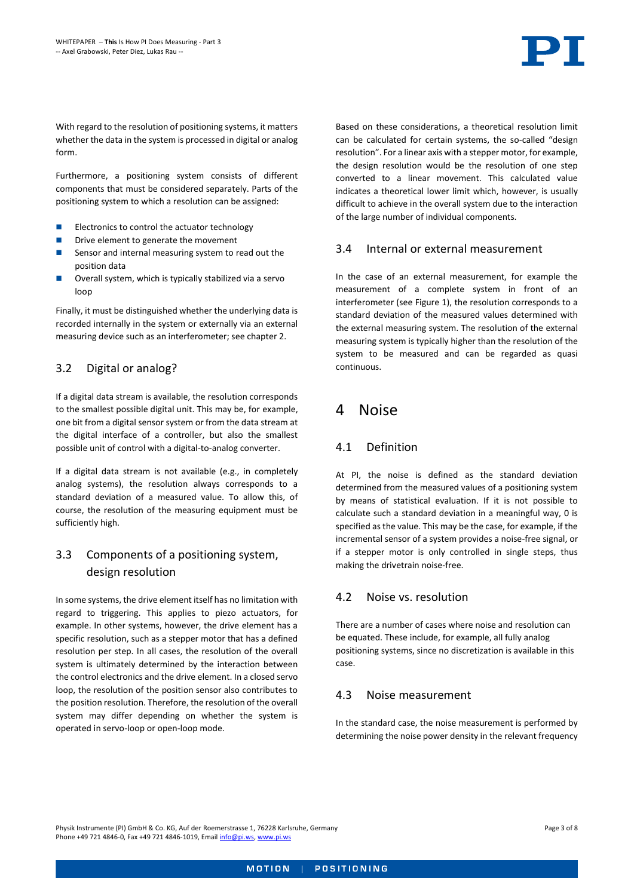With regard to the resolution of positioning systems, it matters whether the data in the system is processed in digital or analog form.

Furthermore, a positioning system consists of different components that must be considered separately. Parts of the positioning system to which a resolution can be assigned:

- Electronics to control the actuator technology
- Drive element to generate the movement
- Sensor and internal measuring system to read out the position data
- Overall system, which is typically stabilized via a servo loop

Finally, it must be distinguished whether the underlying data is recorded internally in the system or externally via an external measuring device such as an interferometer; see chapter 2.

### 3.2 Digital or analog?

If a digital data stream is available, the resolution corresponds to the smallest possible digital unit. This may be, for example, one bit from a digital sensor system or from the data stream at the digital interface of a controller, but also the smallest possible unit of control with a digital-to-analog converter.

If a digital data stream is not available (e.g., in completely analog systems), the resolution always corresponds to a standard deviation of a measured value. To allow this, of course, the resolution of the measuring equipment must be sufficiently high.

### 3.3 Components of a positioning system, design resolution

In some systems, the drive element itself has no limitation with regard to triggering. This applies to piezo actuators, for example. In other systems, however, the drive element has a specific resolution, such as a stepper motor that has a defined resolution per step. In all cases, the resolution of the overall system is ultimately determined by the interaction between the control electronics and the drive element. In a closed servo loop, the resolution of the position sensor also contributes to the position resolution. Therefore, the resolution of the overall system may differ depending on whether the system is operated in servo-loop or open-loop mode.

Based on these considerations, a theoretical resolution limit can be calculated for certain systems, the so-called "design resolution". For a linear axis with a stepper motor, for example, the design resolution would be the resolution of one step converted to a linear movement. This calculated value indicates a theoretical lower limit which, however, is usually difficult to achieve in the overall system due to the interaction of the large number of individual components.

### 3.4 Internal or external measurement

In the case of an external measurement, for example the measurement of a complete system in front of an interferometer (see Figure 1), the resolution corresponds to a standard deviation of the measured values determined with the external measuring system. The resolution of the external measuring system is typically higher than the resolution of the system to be measured and can be regarded as quasi continuous.

## 4 Noise

### 4.1 Definition

At PI, the noise is defined as the standard deviation determined from the measured values of a positioning system by means of statistical evaluation. If it is not possible to calculate such a standard deviation in a meaningful way, 0 is specified as the value. This may be the case, for example, if the incremental sensor of a system provides a noise-free signal, or if a stepper motor is only controlled in single steps, thus making the drivetrain noise-free.

### 4.2 Noise vs. resolution

There are a number of cases where noise and resolution can be equated. These include, for example, all fully analog positioning systems, since no discretization is available in this case.

### 4.3 Noise measurement

In the standard case, the noise measurement is performed by determining the noise power density in the relevant frequency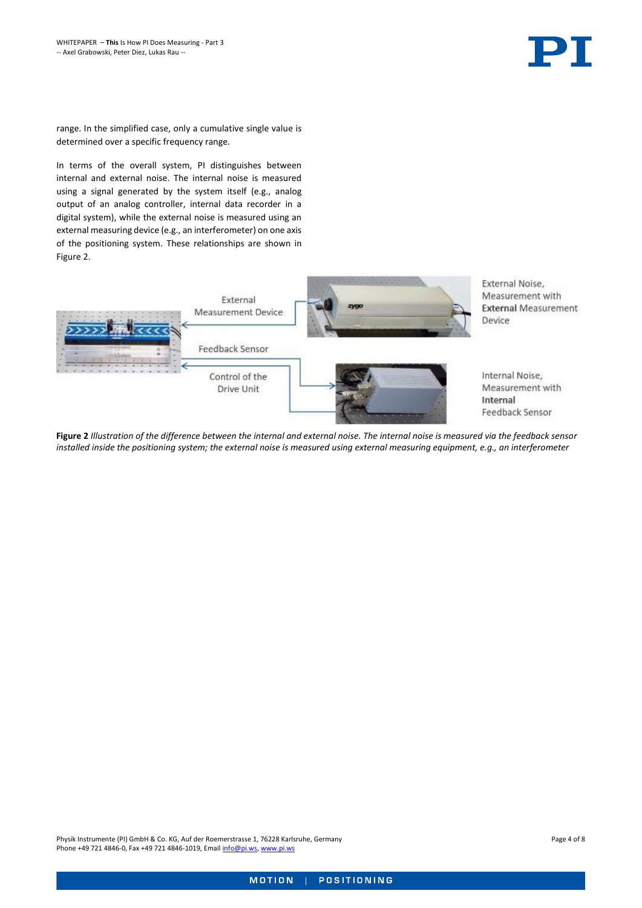range. In the simplified case, only a cumulative single value is determined over a specific frequency range.

In terms of the overall system, PI distinguishes between internal and external noise. The internal noise is measured using a signal generated by the system itself (e.g., analog output of an analog controller, internal data recorder in a digital system), while the external noise is measured using an external measuring device (e.g., an interferometer) on one axis of the positioning system. These relationships are shown in Figure 2.

External Measurement Device

Feedback Sensor

Control of the Drive Unit

External Noise, Measurement with **External** Measurement Device

Internal Noise, Measurement with **Internal** Feedback Sensor

**Figure 2** *Illustration of the difference between the internal and external noise. The internal noise is measured via the feedback sensor installed inside the positioning system; the external noise is measured using external measuring equipment, e.g., an interferometer*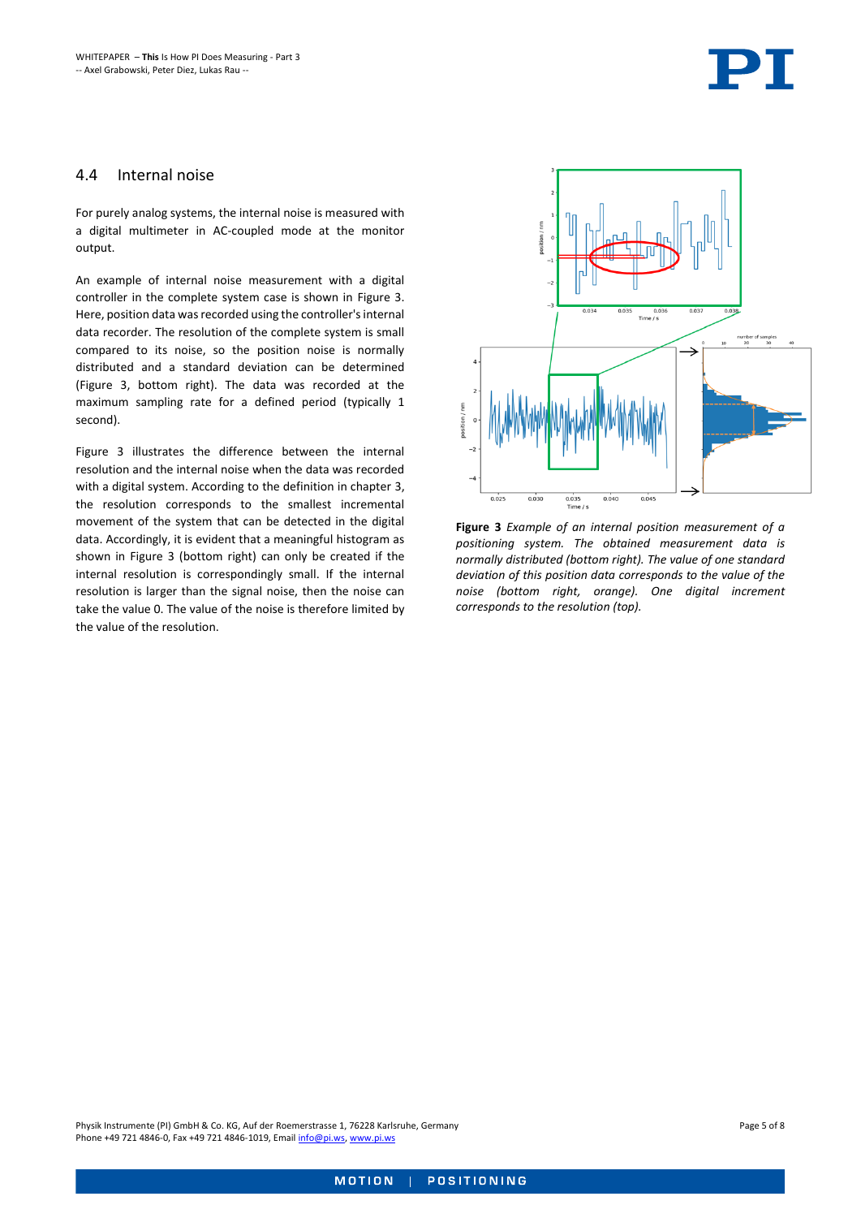## 4.4 Internal noise

For purely analog systems, the internal noise is measured with a digital multimeter in AC-coupled mode at the monitor output.

An example of internal noise measurement with a digital controller in the complete system case is shown in Figure 3. Here, position data was recorded using the controller's internal data recorder. The resolution of the complete system is small compared to its noise, so the position noise is normally distributed and a standard deviation can be determined (Figure 3, bottom right). The data was recorded at the maximum sampling rate for a defined period (typically 1 second).

Figure 3 illustrates the difference between the internal resolution and the internal noise when the data was recorded with a digital system. According to the definition in chapter 3, the resolution corresponds to the smallest incremental movement of the system that can be detected in the digital data. Accordingly, it is evident that a meaningful histogram as shown in Figure 3 (bottom right) can only be created if the internal resolution is correspondingly small. If the internal resolution is larger than the signal noise, then the noise can take the value 0. The value of the noise is therefore limited by the value of the resolution.

**Figure 3** *Example of an internal position measurement of a positioning system. The obtained measurement data is normally distributed (bottom right). The value of one standard deviation of this position data corresponds to the value of the noise (bottom right, orange). One digital increment corresponds to the resolution (top).*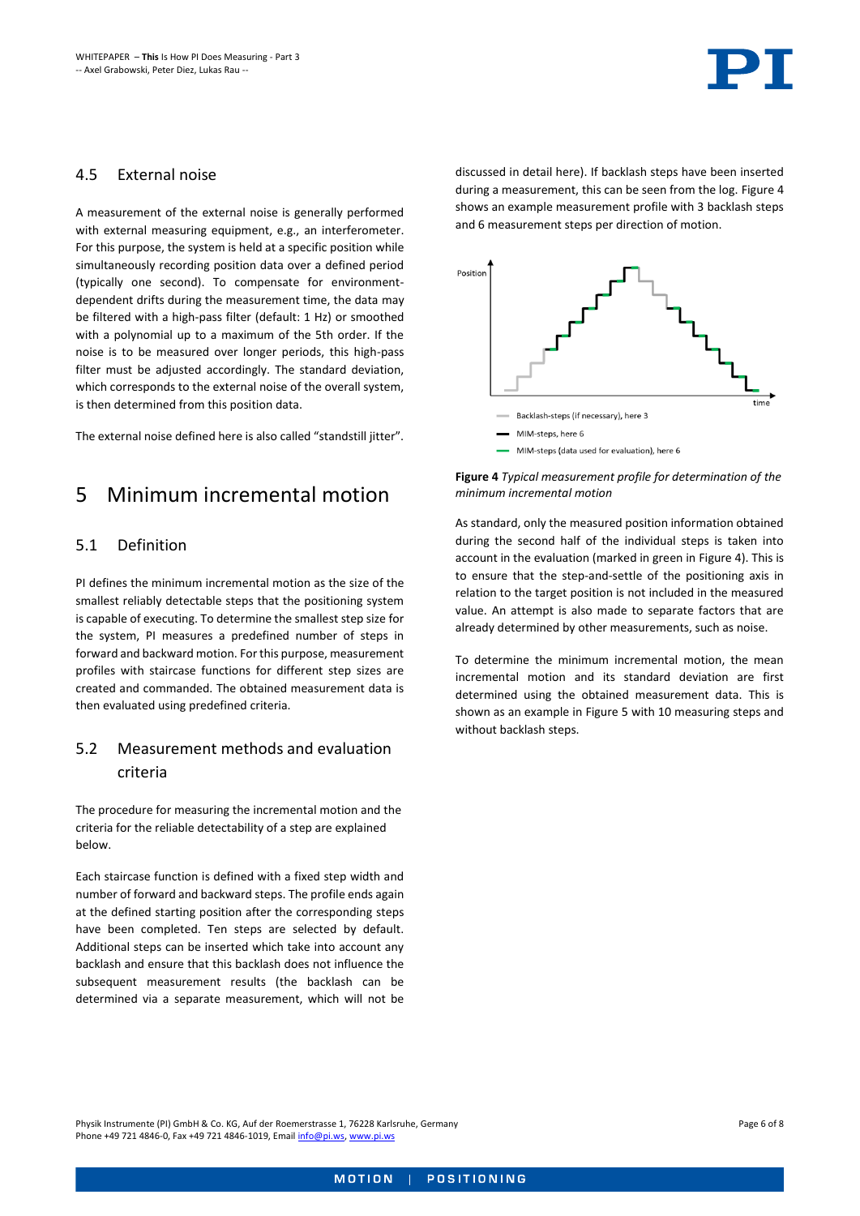### 4.5 External noise

A measurement of the external noise is generally performed with external measuring equipment, e.g., an interferometer. For this purpose, the system is held at a specific position while simultaneously recording position data over a defined period (typically one second). To compensate for environment-dependent drifts during the measurement time, the data may be filtered with a high-pass filter (default: 1 Hz) or smoothed with a polynomial up to a maximum of the 5th order. If the noise is to be measured over longer periods, this high-pass filter must be adjusted accordingly. The standard deviation, which corresponds to the external noise of the overall system, is then determined from this position data.

The external noise defined here is also called "standstill jitter".

## 5 Minimum incremental motion

### 5.1 Definition

PI defines the minimum incremental motion as the size of the smallest reliably detectable steps that the positioning system is capable of executing. To determine the smallest step size for the system, PI measures a predefined number of steps in forward and backward motion. For this purpose, measurement profiles with staircase functions for different step sizes are created and commanded. The obtained measurement data is then evaluated using predefined criteria.

### 5.2 Measurement methods and evaluation criteria

The procedure for measuring the incremental motion and the criteria for the reliable detectability of a step are explained below.

Each staircase function is defined with a fixed step width and number of forward and backward steps. The profile ends again at the defined starting position after the corresponding steps have been completed. Ten steps are selected by default. Additional steps can be inserted which take into account any backlash and ensure that this backlash does not influence the subsequent measurement results (the backlash can be determined via a separate measurement, which will not be discussed in detail here). If backlash steps have been inserted during a measurement, this can be seen from the log. Figure 4 shows an example measurement profile with 3 backlash steps and 6 measurement steps per direction of motion.

**Figure 4** *Typical measurement profile for determination of the minimum incremental motion*

As standard, only the measured position information obtained during the second half of the individual steps is taken into account in the evaluation (marked in green in Figure 4). This is to ensure that the step-and-settle of the positioning axis in relation to the target position is not included in the measured value. An attempt is also made to separate factors that are already determined by other measurements, such as noise.

To determine the minimum incremental motion, the mean incremental motion and its standard deviation are first determined using the obtained measurement data. This is shown as an example in Figure 5 with 10 measuring steps and without backlash steps.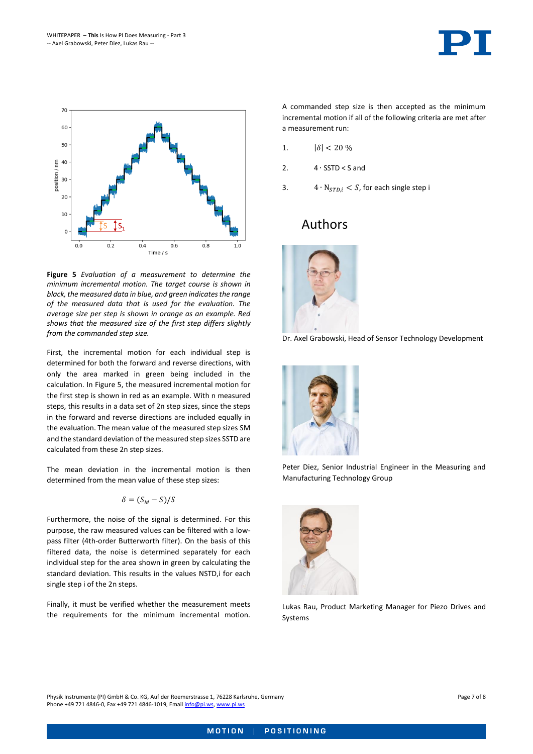**Figure 5** *Evaluation of a measurement to determine the minimum incremental motion. The target course is shown in black, the measured data in blue, and green indicates the range of the measured data that is used for the evaluation. The average size per step is shown in orange as an example. Red shows that the measured size of the first step differs slightly from the commanded step size.*

First, the incremental motion for each individual step is determined for both the forward and reverse directions, with only the area marked in green being included in the calculation. In Figure 5, the measured incremental motion for the first step is shown in red as an example. With n measured steps, this results in a data set of 2n step sizes, since the steps in the forward and reverse directions are included equally in the evaluation. The mean value of the measured step sizes SM and the standard deviation of the measured step sizes SSTD are calculated from these 2n step sizes.

The mean deviation in the incremental motion is then determined from the mean value of these step sizes:

$$\delta = (S_M - S)/S$$

Furthermore, the noise of the signal is determined. For this purpose, the raw measured values can be filtered with a low-pass filter (4th-order Butterworth filter). On the basis of this filtered data, the noise is determined separately for each individual step for the area shown in green by calculating the standard deviation. This results in the values NSTD,i for each single step i of the 2n steps.

Finally, it must be verified whether the measurement meets the requirements for the minimum incremental motion.

A commanded step size is then accepted as the minimum incremental motion if all of the following criteria are met after a measurement run:

1. $|\delta| < 20\ \%$
2. $4 \cdot \mathrm{SSTD} < \mathrm{S}$ and
3. $4 \cdot \mathrm{N}_{STD,i} < S$, for each single step i

## Authors

Dr. Axel Grabowski, Head of Sensor Technology Development

Peter Diez, Senior Industrial Engineer in the Measuring and Manufacturing Technology Group

Lukas Rau, Product Marketing Manager for Piezo Drives and Systems

Physik Instrumente (PI) GmbH & Co. KG, Auf der Roemerstrasse 1, 76228 Karlsruhe, Germany
Phone +49 721 4846-0, Fax +49 721 4846-1019, Email info@pi.ws, www.pi.ws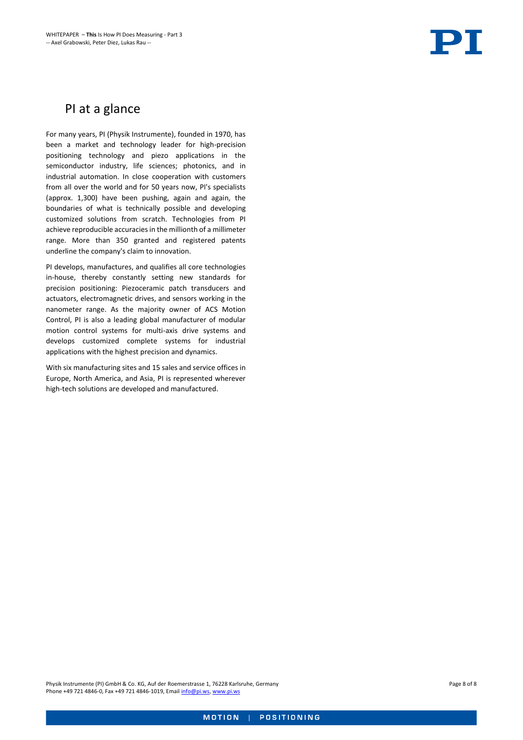# PI at a glance

For many years, PI (Physik Instrumente), founded in 1970, has been a market and technology leader for high-precision positioning technology and piezo applications in the semiconductor industry, life sciences; photonics, and in industrial automation. In close cooperation with customers from all over the world and for 50 years now, PI's specialists (approx. 1,300) have been pushing, again and again, the boundaries of what is technically possible and developing customized solutions from scratch. Technologies from PI achieve reproducible accuracies in the millionth of a millimeter range. More than 350 granted and registered patents underline the company's claim to innovation.

PI develops, manufactures, and qualifies all core technologies in-house, thereby constantly setting new standards for precision positioning: Piezoceramic patch transducers and actuators, electromagnetic drives, and sensors working in the nanometer range. As the majority owner of ACS Motion Control, PI is also a leading global manufacturer of modular motion control systems for multi-axis drive systems and develops customized complete systems for industrial applications with the highest precision and dynamics.

With six manufacturing sites and 15 sales and service offices in Europe, North America, and Asia, PI is represented wherever high-tech solutions are developed and manufactured.